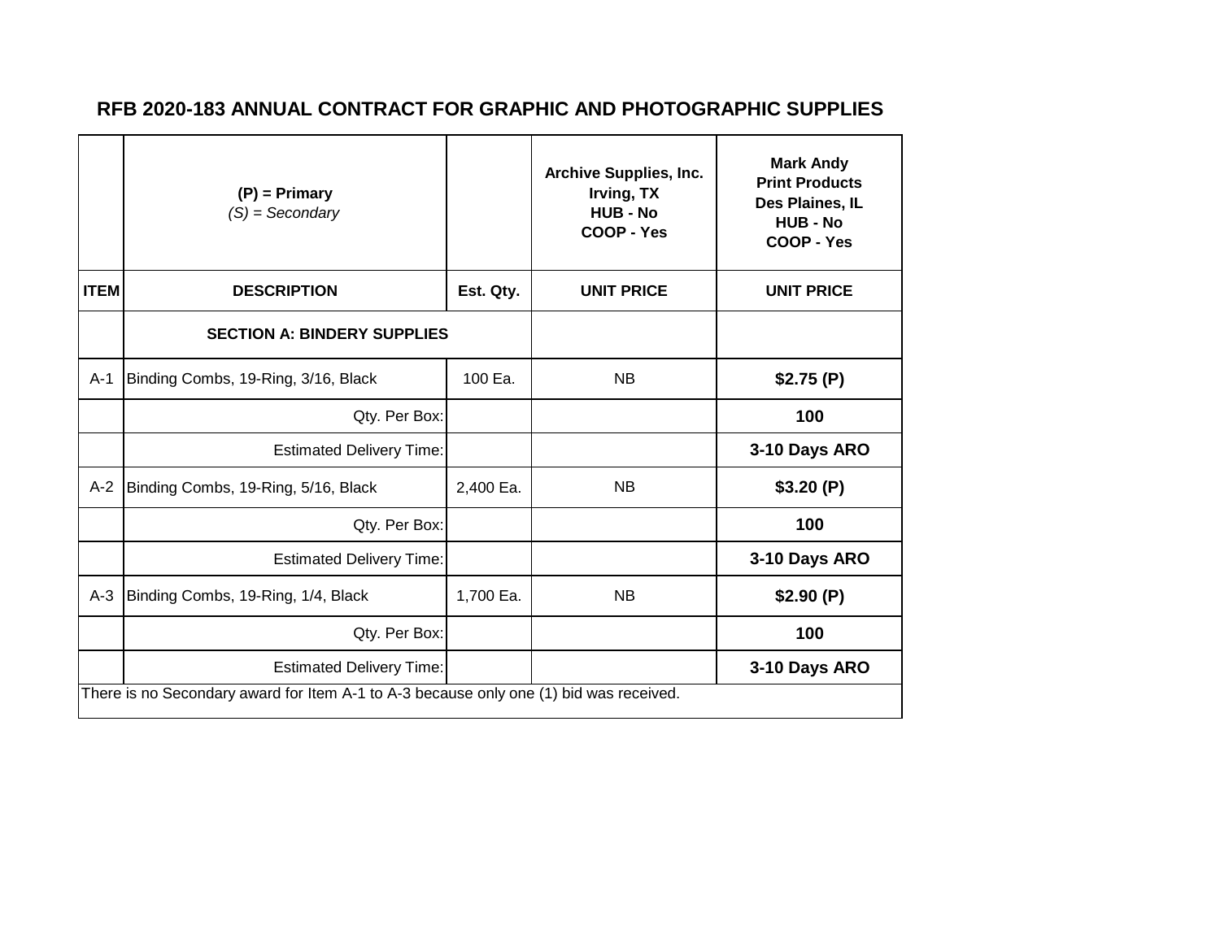# RFB 2020-183 ANNUAL CONTRACT FOR GRAPHIC AND PHOTOGRAPHIC SUPPLIES

| | **(P) = Primary** *(S) = Secondary* | | **Archive Supplies, Inc.** **Irving, TX** **HUB - No** **COOP - Yes** | **Mark Andy** **Print Products** **Des Plaines, IL** **HUB - No** **COOP - Yes** |
|---|---|---|---|---|
| **ITEM** | **DESCRIPTION** | **Est. Qty.** | **UNIT PRICE** | **UNIT PRICE** |
| | **SECTION A: BINDERY SUPPLIES** | | | |
| A-1 | Binding Combs, 19-Ring, 3/16, Black | 100 Ea. | NB | **$2.75 (P)** |
| | Qty. Per Box: | | | **100** |
| | Estimated Delivery Time: | | | **3-10 Days ARO** |
| A-2 | Binding Combs, 19-Ring, 5/16, Black | 2,400 Ea. | NB | **$3.20 (P)** |
| | Qty. Per Box: | | | **100** |
| | Estimated Delivery Time: | | | **3-10 Days ARO** |
| A-3 | Binding Combs, 19-Ring, 1/4, Black | 1,700 Ea. | NB | **$2.90 (P)** |
| | Qty. Per Box: | | | **100** |
| | Estimated Delivery Time: | | | **3-10 Days ARO** |
| There is no Secondary award for Item A-1 to A-3 because only one (1) bid was received. | | | | |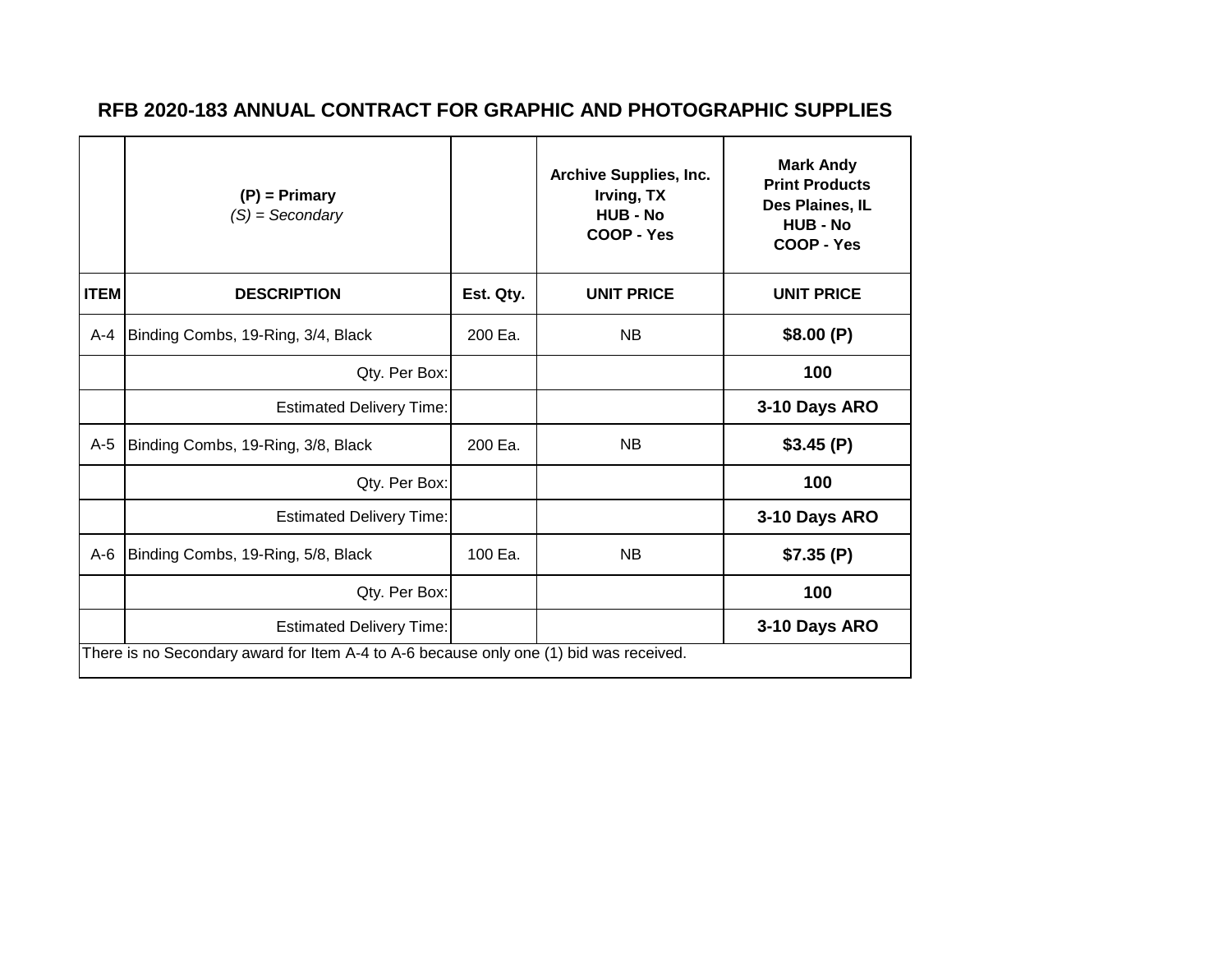# RFB 2020-183 ANNUAL CONTRACT FOR GRAPHIC AND PHOTOGRAPHIC SUPPLIES

| | **(P) = Primary** *(S) = Secondary* | | **Archive Supplies, Inc. Irving, TX HUB - No COOP - Yes** | **Mark Andy Print Products Des Plaines, IL HUB - No COOP - Yes** |
|---|---|---|---|---|
| **ITEM** | **DESCRIPTION** | **Est. Qty.** | **UNIT PRICE** | **UNIT PRICE** |
| A-4 | Binding Combs, 19-Ring, 3/4, Black | 200 Ea. | NB | **$8.00 (P)** |
| | Qty. Per Box: | | | **100** |
| | Estimated Delivery Time: | | | **3-10 Days ARO** |
| A-5 | Binding Combs, 19-Ring, 3/8, Black | 200 Ea. | NB | **$3.45 (P)** |
| | Qty. Per Box: | | | **100** |
| | Estimated Delivery Time: | | | **3-10 Days ARO** |
| A-6 | Binding Combs, 19-Ring, 5/8, Black | 100 Ea. | NB | **$7.35 (P)** |
| | Qty. Per Box: | | | **100** |
| | Estimated Delivery Time: | | | **3-10 Days ARO** |

There is no Secondary award for Item A-4 to A-6 because only one (1) bid was received.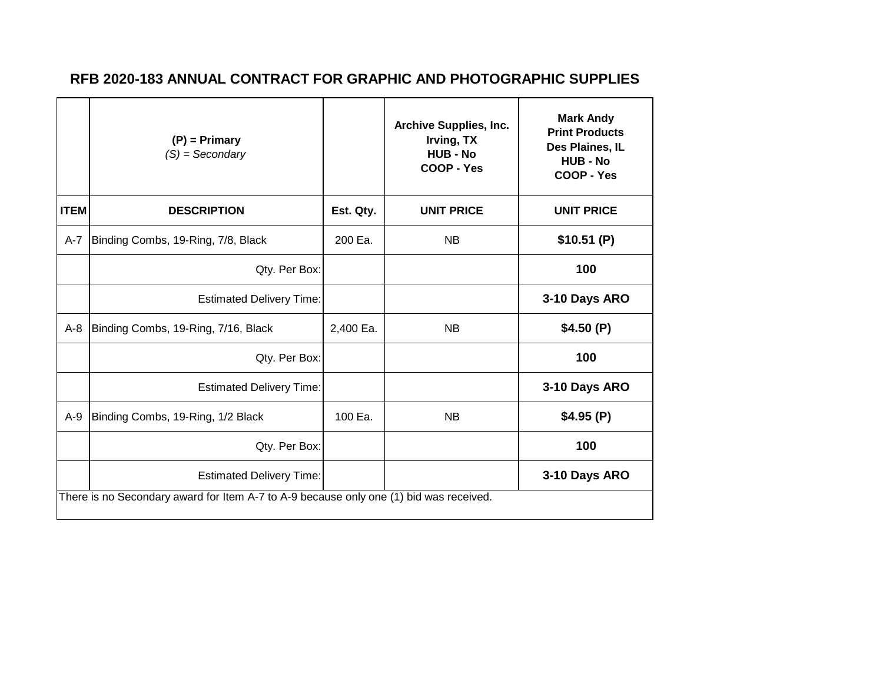## RFB 2020-183 ANNUAL CONTRACT FOR GRAPHIC AND PHOTOGRAPHIC SUPPLIES

| | **(P) = Primary** *(S) = Secondary* | | **Archive Supplies, Inc. Irving, TX HUB - No COOP - Yes** | **Mark Andy Print Products Des Plaines, IL HUB - No COOP - Yes** |
|---|---|---|---|---|
| **ITEM** | **DESCRIPTION** | **Est. Qty.** | **UNIT PRICE** | **UNIT PRICE** |
| A-7 | Binding Combs, 19-Ring, 7/8, Black | 200 Ea. | NB | **$10.51 (P)** |
| | Qty. Per Box: | | | **100** |
| | Estimated Delivery Time: | | | **3-10 Days ARO** |
| A-8 | Binding Combs, 19-Ring, 7/16, Black | 2,400 Ea. | NB | **$4.50 (P)** |
| | Qty. Per Box: | | | **100** |
| | Estimated Delivery Time: | | | **3-10 Days ARO** |
| A-9 | Binding Combs, 19-Ring, 1/2 Black | 100 Ea. | NB | **$4.95 (P)** |
| | Qty. Per Box: | | | **100** |
| | Estimated Delivery Time: | | | **3-10 Days ARO** |

There is no Secondary award for Item A-7 to A-9 because only one (1) bid was received.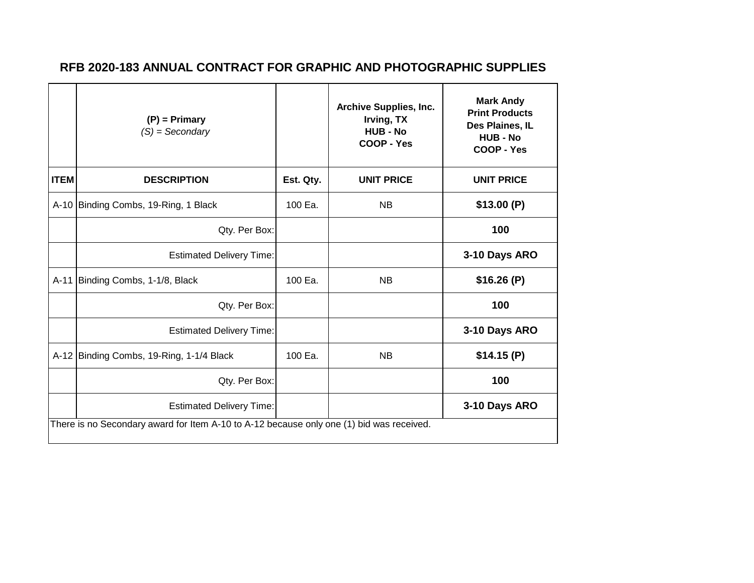## RFB 2020-183 ANNUAL CONTRACT FOR GRAPHIC AND PHOTOGRAPHIC SUPPLIES

| | **(P) = Primary** *(S) = Secondary* | | **Archive Supplies, Inc. Irving, TX HUB - No COOP - Yes** | **Mark Andy Print Products Des Plaines, IL HUB - No COOP - Yes** |
|---|---|---|---|---|
| **ITEM** | **DESCRIPTION** | **Est. Qty.** | **UNIT PRICE** | **UNIT PRICE** |
| A-10 | Binding Combs, 19-Ring, 1 Black | 100 Ea. | NB | **$13.00 (P)** |
| | Qty. Per Box: | | | **100** |
| | Estimated Delivery Time: | | | **3-10 Days ARO** |
| A-11 | Binding Combs, 1-1/8, Black | 100 Ea. | NB | **$16.26 (P)** |
| | Qty. Per Box: | | | **100** |
| | Estimated Delivery Time: | | | **3-10 Days ARO** |
| A-12 | Binding Combs, 19-Ring, 1-1/4 Black | 100 Ea. | NB | **$14.15 (P)** |
| | Qty. Per Box: | | | **100** |
| | Estimated Delivery Time: | | | **3-10 Days ARO** |

There is no Secondary award for Item A-10 to A-12 because only one (1) bid was received.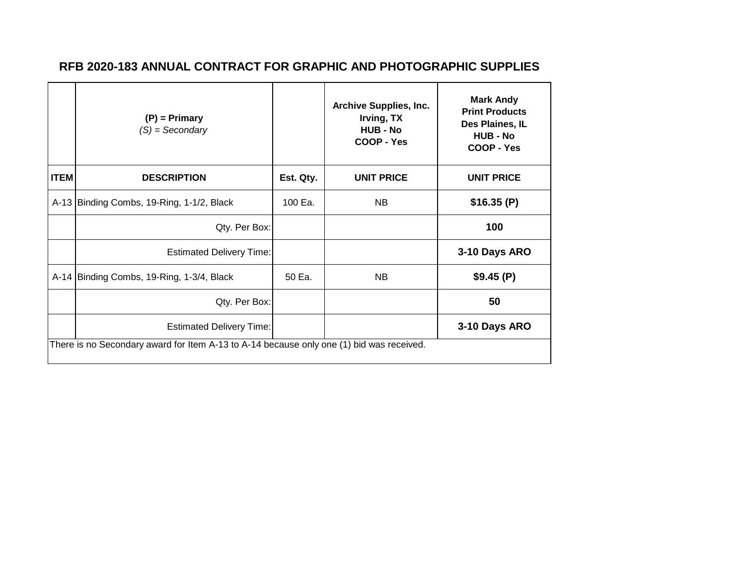## RFB 2020-183 ANNUAL CONTRACT FOR GRAPHIC AND PHOTOGRAPHIC SUPPLIES

| | **(P) = Primary**<br>*(S) = Secondary* | | **Archive Supplies, Inc.**<br>**Irving, TX**<br>**HUB - No**<br>**COOP - Yes** | **Mark Andy**<br>**Print Products**<br>**Des Plaines, IL**<br>**HUB - No**<br>**COOP - Yes** |
|---|---|---|---|---|
| **ITEM** | **DESCRIPTION** | **Est. Qty.** | **UNIT PRICE** | **UNIT PRICE** |
| A-13 | Binding Combs, 19-Ring, 1-1/2, Black | 100 Ea. | NB | **$16.35 (P)** |
| | Qty. Per Box: | | | **100** |
| | Estimated Delivery Time: | | | **3-10 Days ARO** |
| A-14 | Binding Combs, 19-Ring, 1-3/4, Black | 50 Ea. | NB | **$9.45 (P)** |
| | Qty. Per Box: | | | **50** |
| | Estimated Delivery Time: | | | **3-10 Days ARO** |

There is no Secondary award for Item A-13 to A-14 because only one (1) bid was received.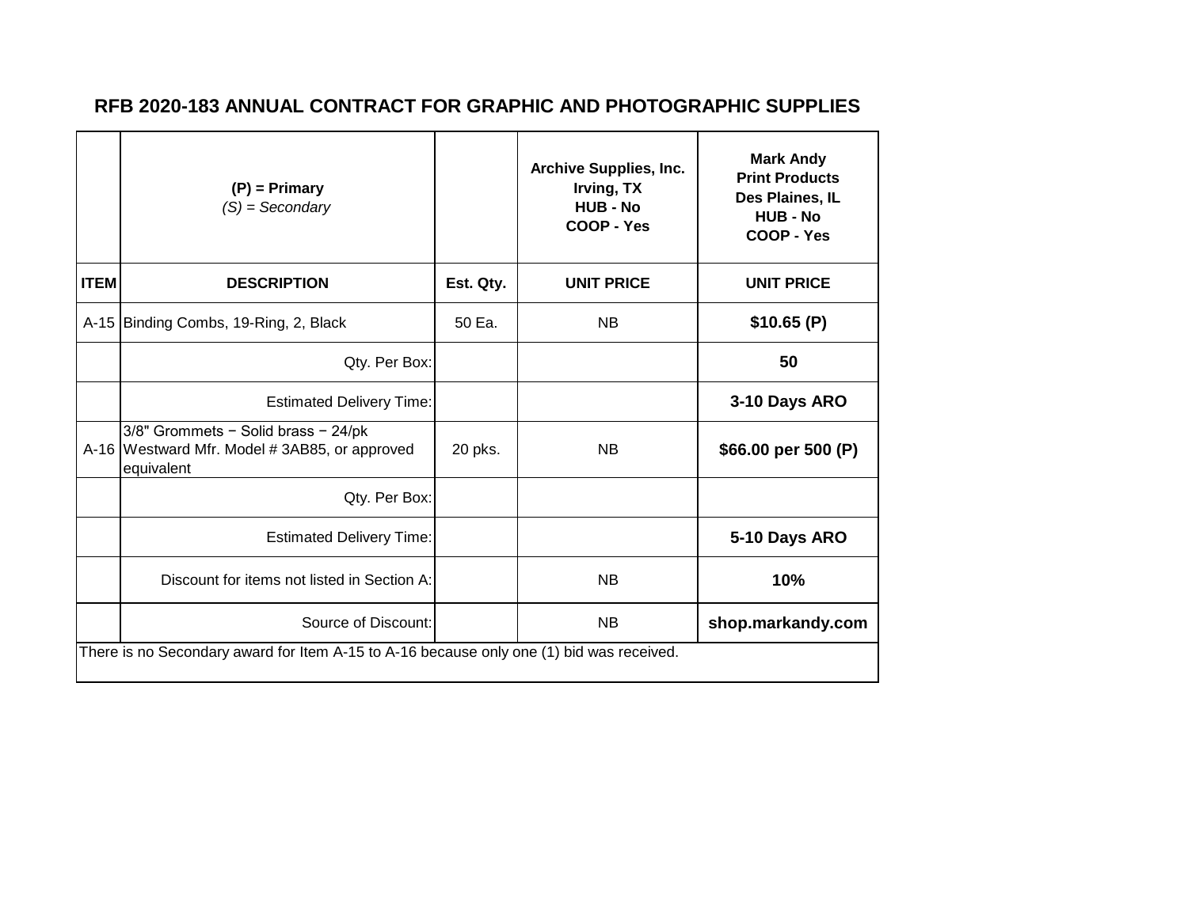## RFB 2020-183 ANNUAL CONTRACT FOR GRAPHIC AND PHOTOGRAPHIC SUPPLIES

| | **(P) = Primary** *(S) = Secondary* | | **Archive Supplies, Inc. Irving, TX HUB - No COOP - Yes** | **Mark Andy Print Products Des Plaines, IL HUB - No COOP - Yes** |
|---|---|---|---|---|
| **ITEM** | **DESCRIPTION** | **Est. Qty.** | **UNIT PRICE** | **UNIT PRICE** |
| A-15 | Binding Combs, 19-Ring, 2, Black | 50 Ea. | NB | **$10.65 (P)** |
| | Qty. Per Box: | | | **50** |
| | Estimated Delivery Time: | | | **3-10 Days ARO** |
| A-16 | 3/8" Grommets − Solid brass − 24/pk Westward Mfr. Model # 3AB85, or approved equivalent | 20 pks. | NB | **$66.00 per 500 (P)** |
| | Qty. Per Box: | | | |
| | Estimated Delivery Time: | | | **5-10 Days ARO** |
| | Discount for items not listed in Section A: | | NB | **10%** |
| | Source of Discount: | | NB | **shop.markandy.com** |

There is no Secondary award for Item A-15 to A-16 because only one (1) bid was received.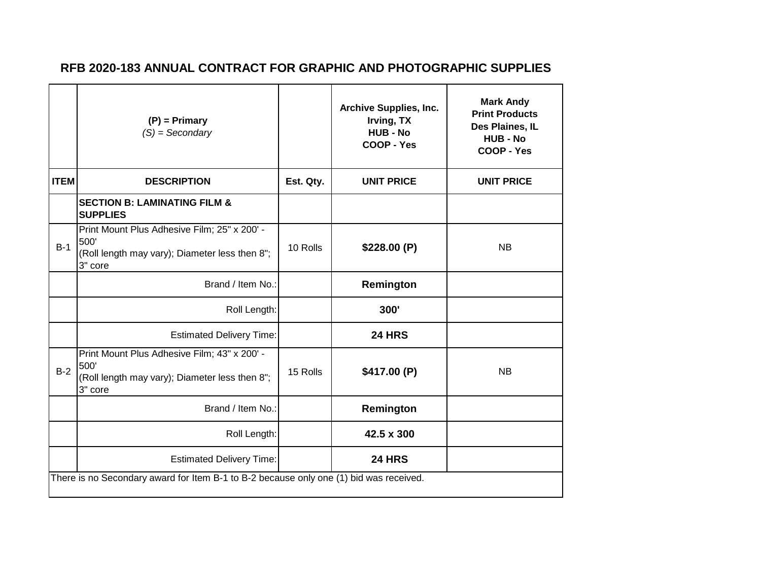# RFB 2020-183 ANNUAL CONTRACT FOR GRAPHIC AND PHOTOGRAPHIC SUPPLIES

| | **(P) = Primary** *(S) = Secondary* | | **Archive Supplies, Inc. Irving, TX HUB - No COOP - Yes** | **Mark Andy Print Products Des Plaines, IL HUB - No COOP - Yes** |
|---|---|---|---|---|
| **ITEM** | **DESCRIPTION** | **Est. Qty.** | **UNIT PRICE** | **UNIT PRICE** |
| | **SECTION B: LAMINATING FILM & SUPPLIES** | | | |
| B-1 | Print Mount Plus Adhesive Film; 25" x 200' - 500' (Roll length may vary); Diameter less then 8"; 3" core | 10 Rolls | **$228.00 (P)** | NB |
| | Brand / Item No.: | | **Remington** | |
| | Roll Length: | | **300'** | |
| | Estimated Delivery Time: | | **24 HRS** | |
| B-2 | Print Mount Plus Adhesive Film; 43" x 200' - 500' (Roll length may vary); Diameter less then 8"; 3" core | 15 Rolls | **$417.00 (P)** | NB |
| | Brand / Item No.: | | **Remington** | |
| | Roll Length: | | **42.5 x 300** | |
| | Estimated Delivery Time: | | **24 HRS** | |

There is no Secondary award for Item B-1 to B-2 because only one (1) bid was received.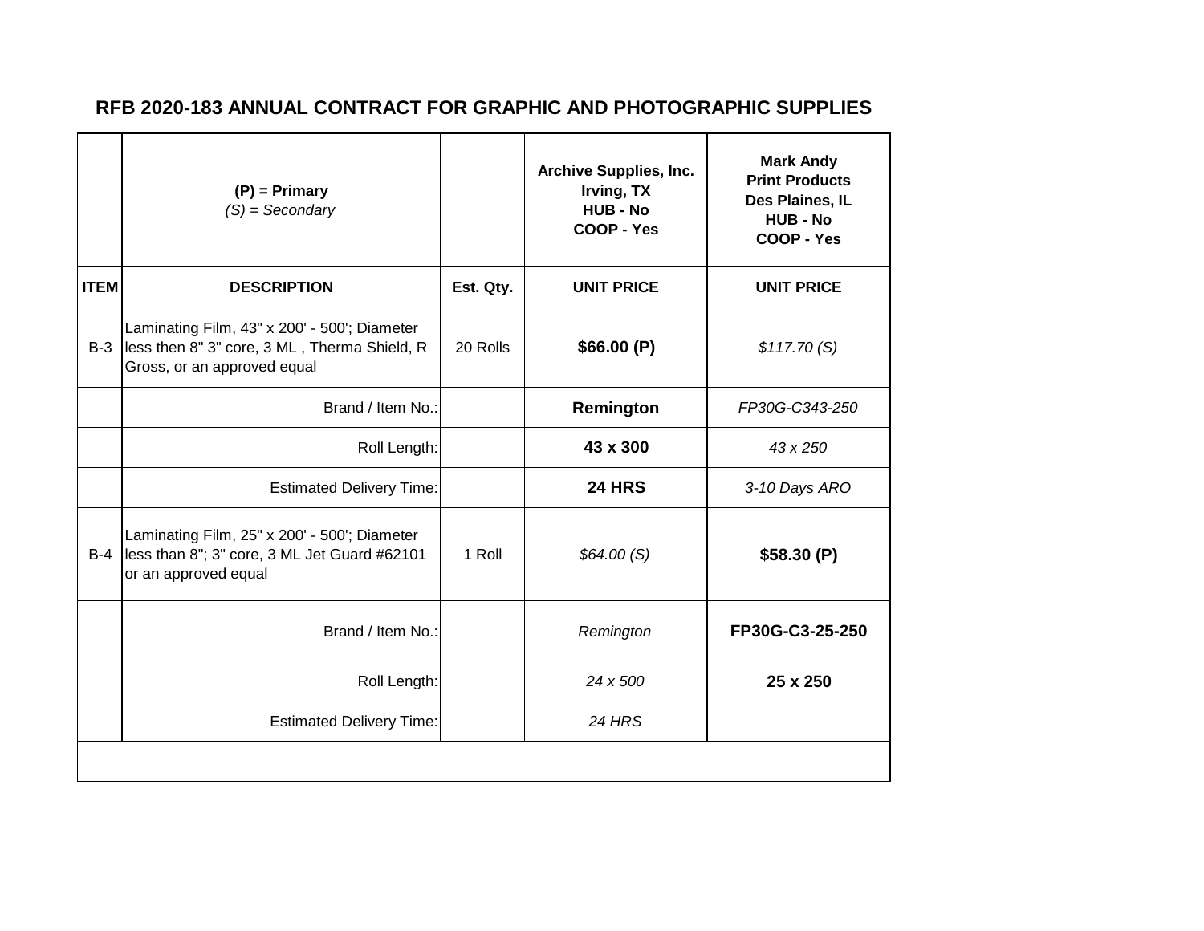## RFB 2020-183 ANNUAL CONTRACT FOR GRAPHIC AND PHOTOGRAPHIC SUPPLIES

| | **(P) = Primary** *(S) = Secondary* | | **Archive Supplies, Inc. Irving, TX HUB - No COOP - Yes** | **Mark Andy Print Products Des Plaines, IL HUB - No COOP - Yes** |
|---|---|---|---|---|
| **ITEM** | **DESCRIPTION** | **Est. Qty.** | **UNIT PRICE** | **UNIT PRICE** |
| B-3 | Laminating Film, 43" x 200' - 500'; Diameter less then 8" 3" core, 3 ML , Therma Shield, R Gross, or an approved equal | 20 Rolls | **$66.00 (P)** | *$117.70 (S)* |
| | Brand / Item No.: | | **Remington** | *FP30G-C343-250* |
| | Roll Length: | | **43 x 300** | *43 x 250* |
| | Estimated Delivery Time: | | **24 HRS** | *3-10 Days ARO* |
| B-4 | Laminating Film, 25" x 200' - 500'; Diameter less than 8"; 3" core, 3 ML Jet Guard #62101 or an approved equal | 1 Roll | *$64.00 (S)* | **$58.30 (P)** |
| | Brand / Item No.: | | *Remington* | **FP30G-C3-25-250** |
| | Roll Length: | | *24 x 500* | **25 x 250** |
| | Estimated Delivery Time: | | *24 HRS* | |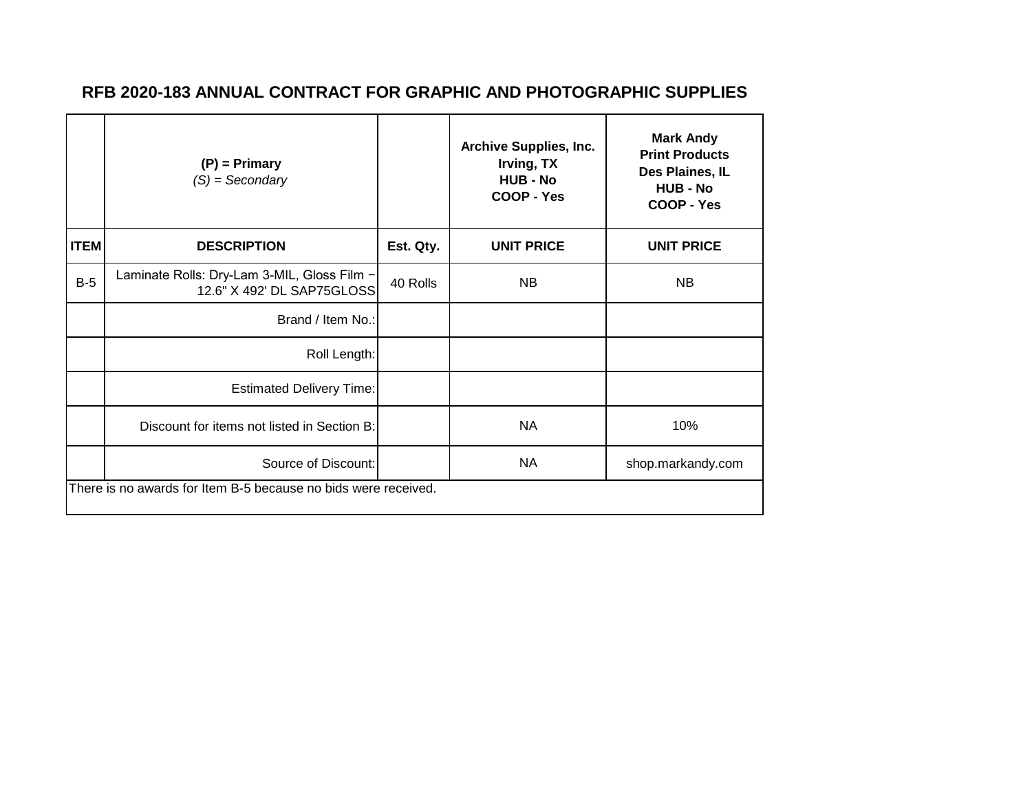## RFB 2020-183 ANNUAL CONTRACT FOR GRAPHIC AND PHOTOGRAPHIC SUPPLIES

| | **(P) = Primary** *(S) = Secondary* | | **Archive Supplies, Inc.** **Irving, TX** **HUB - No** **COOP - Yes** | **Mark Andy** **Print Products** **Des Plaines, IL** **HUB - No** **COOP - Yes** |
|---|---|---|---|---|
| **ITEM** | **DESCRIPTION** | **Est. Qty.** | **UNIT PRICE** | **UNIT PRICE** |
| B-5 | Laminate Rolls: Dry-Lam 3-MIL, Gloss Film − 12.6" X 492' DL SAP75GLOSS | 40 Rolls | NB | NB |
| | Brand / Item No.: | | | |
| | Roll Length: | | | |
| | Estimated Delivery Time: | | | |
| | Discount for items not listed in Section B: | | NA | 10% |
| | Source of Discount: | | NA | shop.markandy.com |

There is no awards for Item B-5 because no bids were received.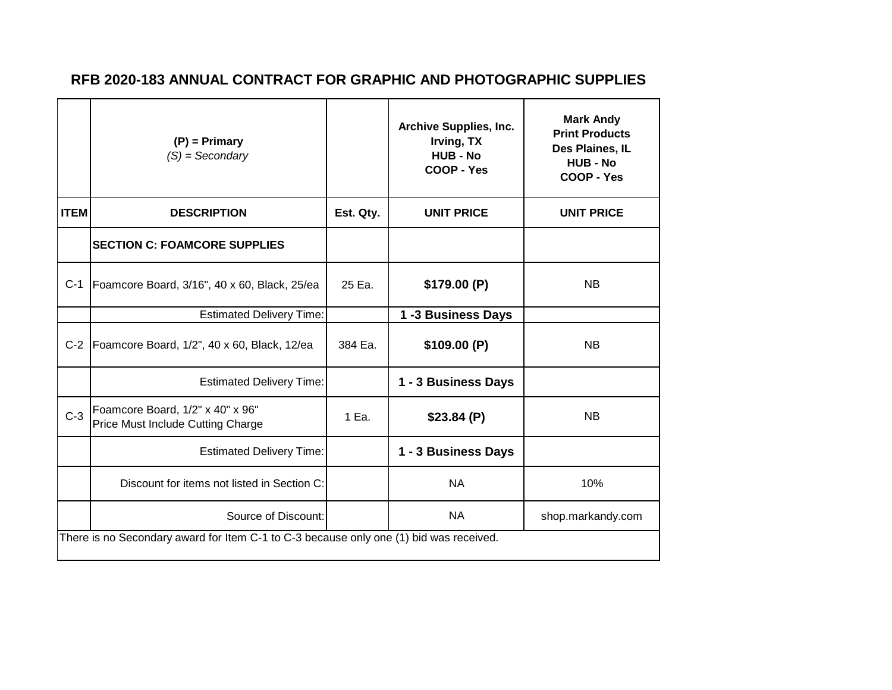# RFB 2020-183 ANNUAL CONTRACT FOR GRAPHIC AND PHOTOGRAPHIC SUPPLIES

| | **(P) = Primary**<br>*(S) = Secondary* | | **Archive Supplies, Inc.**<br>**Irving, TX**<br>**HUB - No**<br>**COOP - Yes** | **Mark Andy**<br>**Print Products**<br>**Des Plaines, IL**<br>**HUB - No**<br>**COOP - Yes** |
|---|---|---|---|---|
| **ITEM** | **DESCRIPTION** | **Est. Qty.** | **UNIT PRICE** | **UNIT PRICE** |
| | **SECTION C: FOAMCORE SUPPLIES** | | | |
| C-1 | Foamcore Board, 3/16", 40 x 60, Black, 25/ea | 25 Ea. | **$179.00 (P)** | NB |
| | Estimated Delivery Time: | | **1 -3 Business Days** | |
| C-2 | Foamcore Board, 1/2", 40 x 60, Black, 12/ea | 384 Ea. | **$109.00 (P)** | NB |
| | Estimated Delivery Time: | | **1 - 3 Business Days** | |
| C-3 | Foamcore Board, 1/2" x 40" x 96"<br>Price Must Include Cutting Charge | 1 Ea. | **$23.84 (P)** | NB |
| | Estimated Delivery Time: | | **1 - 3 Business Days** | |
| | Discount for items not listed in Section C: | | NA | 10% |
| | Source of Discount: | | NA | shop.markandy.com |

There is no Secondary award for Item C-1 to C-3 because only one (1) bid was received.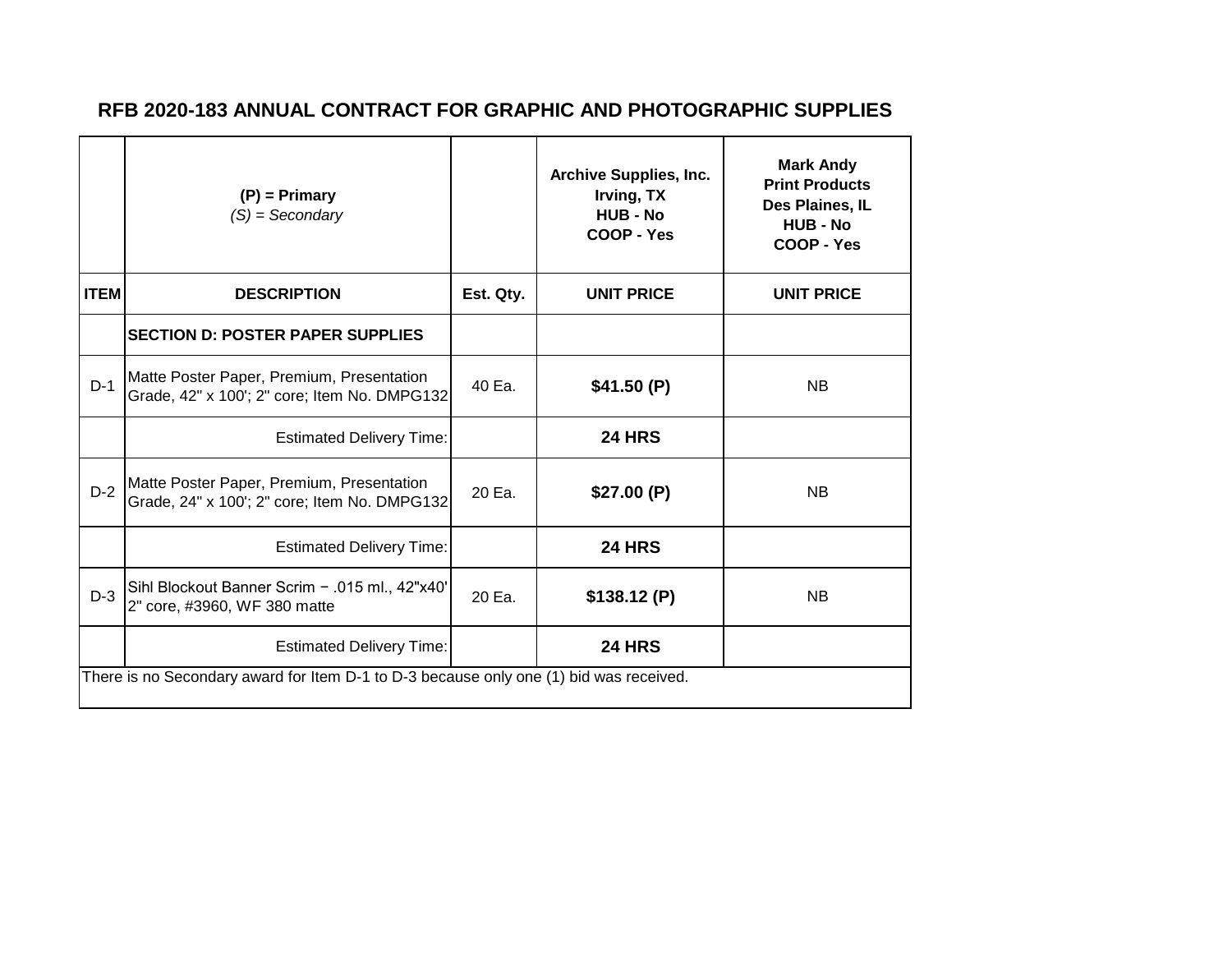# RFB 2020-183 ANNUAL CONTRACT FOR GRAPHIC AND PHOTOGRAPHIC SUPPLIES

| | **(P) = Primary** *(S) = Secondary* | | **Archive Supplies, Inc. Irving, TX HUB - No COOP - Yes** | **Mark Andy Print Products Des Plaines, IL HUB - No COOP - Yes** |
|---|---|---|---|---|
| **ITEM** | **DESCRIPTION** | **Est. Qty.** | **UNIT PRICE** | **UNIT PRICE** |
| | **SECTION D: POSTER PAPER SUPPLIES** | | | |
| D-1 | Matte Poster Paper, Premium, Presentation Grade, 42" x 100'; 2" core; Item No. DMPG132 | 40 Ea. | **$41.50 (P)** | NB |
| | Estimated Delivery Time: | | **24 HRS** | |
| D-2 | Matte Poster Paper, Premium, Presentation Grade, 24" x 100'; 2" core; Item No. DMPG132 | 20 Ea. | **$27.00 (P)** | NB |
| | Estimated Delivery Time: | | **24 HRS** | |
| D-3 | Sihl Blockout Banner Scrim − .015 ml., 42"x40' 2" core, #3960, WF 380 matte | 20 Ea. | **$138.12 (P)** | NB |
| | Estimated Delivery Time: | | **24 HRS** | |

There is no Secondary award for Item D-1 to D-3 because only one (1) bid was received.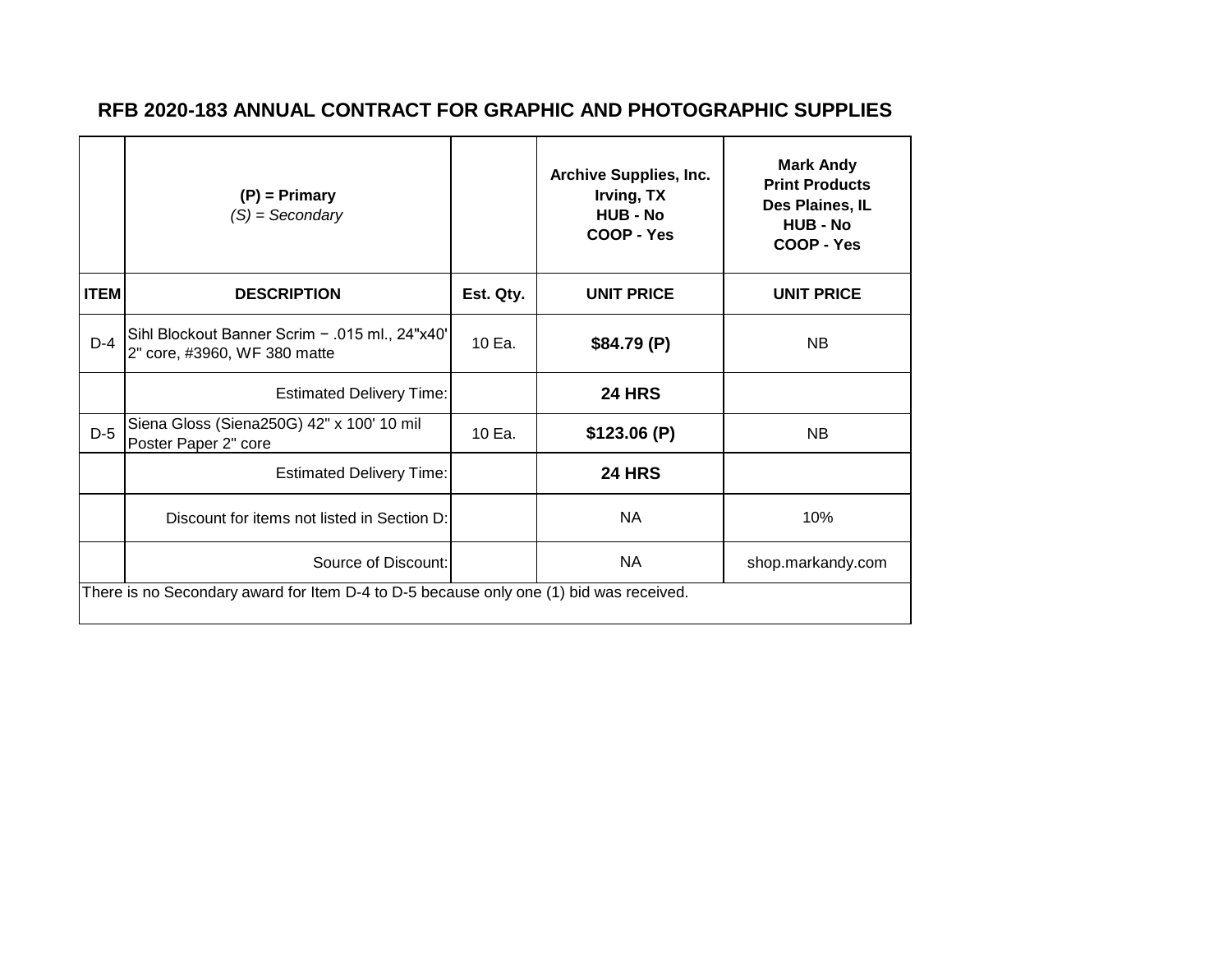# RFB 2020-183 ANNUAL CONTRACT FOR GRAPHIC AND PHOTOGRAPHIC SUPPLIES

| | **(P) = Primary** *(S) = Secondary* | | **Archive Supplies, Inc. Irving, TX HUB - No COOP - Yes** | **Mark Andy Print Products Des Plaines, IL HUB - No COOP - Yes** |
|---|---|---|---|---|
| **ITEM** | **DESCRIPTION** | **Est. Qty.** | **UNIT PRICE** | **UNIT PRICE** |
| D-4 | Sihl Blockout Banner Scrim − .015 ml., 24"x40' 2" core, #3960, WF 380 matte | 10 Ea. | **$84.79 (P)** | NB |
| | Estimated Delivery Time: | | **24 HRS** | |
| D-5 | Siena Gloss (Siena250G) 42" x 100' 10 mil Poster Paper 2" core | 10 Ea. | **$123.06 (P)** | NB |
| | Estimated Delivery Time: | | **24 HRS** | |
| | Discount for items not listed in Section D: | | NA | 10% |
| | Source of Discount: | | NA | shop.markandy.com |

There is no Secondary award for Item D-4 to D-5 because only one (1) bid was received.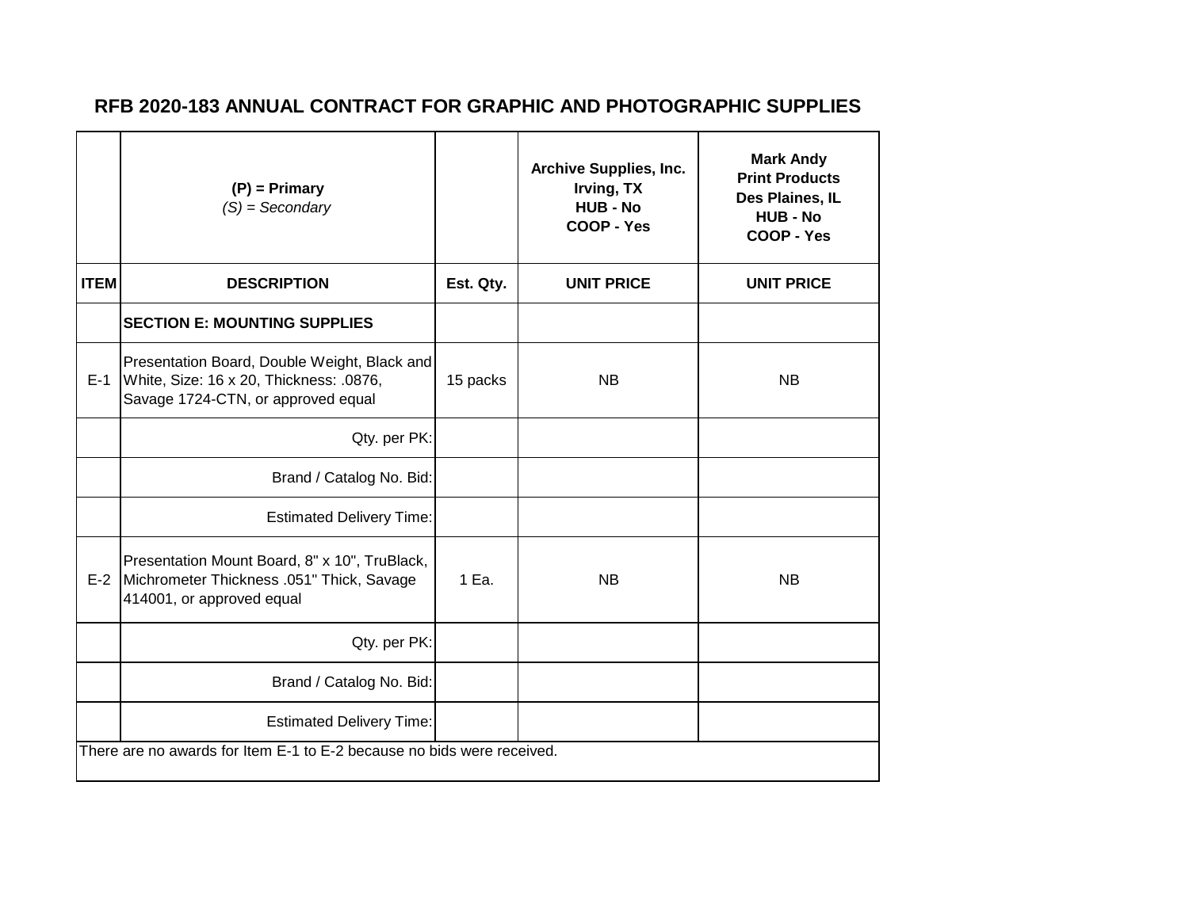# RFB 2020-183 ANNUAL CONTRACT FOR GRAPHIC AND PHOTOGRAPHIC SUPPLIES

| | **(P) = Primary** *(S) = Secondary* | | **Archive Supplies, Inc. Irving, TX HUB - No COOP - Yes** | **Mark Andy Print Products Des Plaines, IL HUB - No COOP - Yes** |
|---|---|---|---|---|
| **ITEM** | **DESCRIPTION** | **Est. Qty.** | **UNIT PRICE** | **UNIT PRICE** |
| | **SECTION E: MOUNTING SUPPLIES** | | | |
| E-1 | Presentation Board, Double Weight, Black and White, Size: 16 x 20, Thickness: .0876, Savage 1724-CTN, or approved equal | 15 packs | NB | NB |
| | Qty. per PK: | | | |
| | Brand / Catalog No. Bid: | | | |
| | Estimated Delivery Time: | | | |
| E-2 | Presentation Mount Board, 8" x 10", TruBlack, Michrometer Thickness .051" Thick, Savage 414001, or approved equal | 1 Ea. | NB | NB |
| | Qty. per PK: | | | |
| | Brand / Catalog No. Bid: | | | |
| | Estimated Delivery Time: | | | |

There are no awards for Item E-1 to E-2 because no bids were received.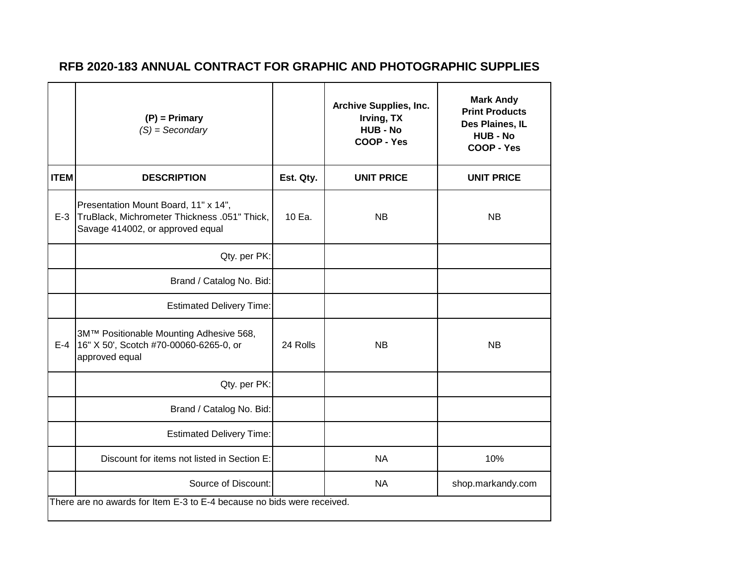## RFB 2020-183 ANNUAL CONTRACT FOR GRAPHIC AND PHOTOGRAPHIC SUPPLIES

| | **(P) = Primary** *(S) = Secondary* | | **Archive Supplies, Inc. Irving, TX HUB - No COOP - Yes** | **Mark Andy Print Products Des Plaines, IL HUB - No COOP - Yes** |
|---|---|---|---|---|
| **ITEM** | **DESCRIPTION** | **Est. Qty.** | **UNIT PRICE** | **UNIT PRICE** |
| E-3 | Presentation Mount Board, 11" x 14", TruBlack, Michrometer Thickness .051" Thick, Savage 414002, or approved equal | 10 Ea. | NB | NB |
| | Qty. per PK: | | | |
| | Brand / Catalog No. Bid: | | | |
| | Estimated Delivery Time: | | | |
| E-4 | 3M™ Positionable Mounting Adhesive 568, 16" X 50', Scotch #70-00060-6265-0, or approved equal | 24 Rolls | NB | NB |
| | Qty. per PK: | | | |
| | Brand / Catalog No. Bid: | | | |
| | Estimated Delivery Time: | | | |
| | Discount for items not listed in Section E: | | NA | 10% |
| | Source of Discount: | | NA | shop.markandy.com |

There are no awards for Item E-3 to E-4 because no bids were received.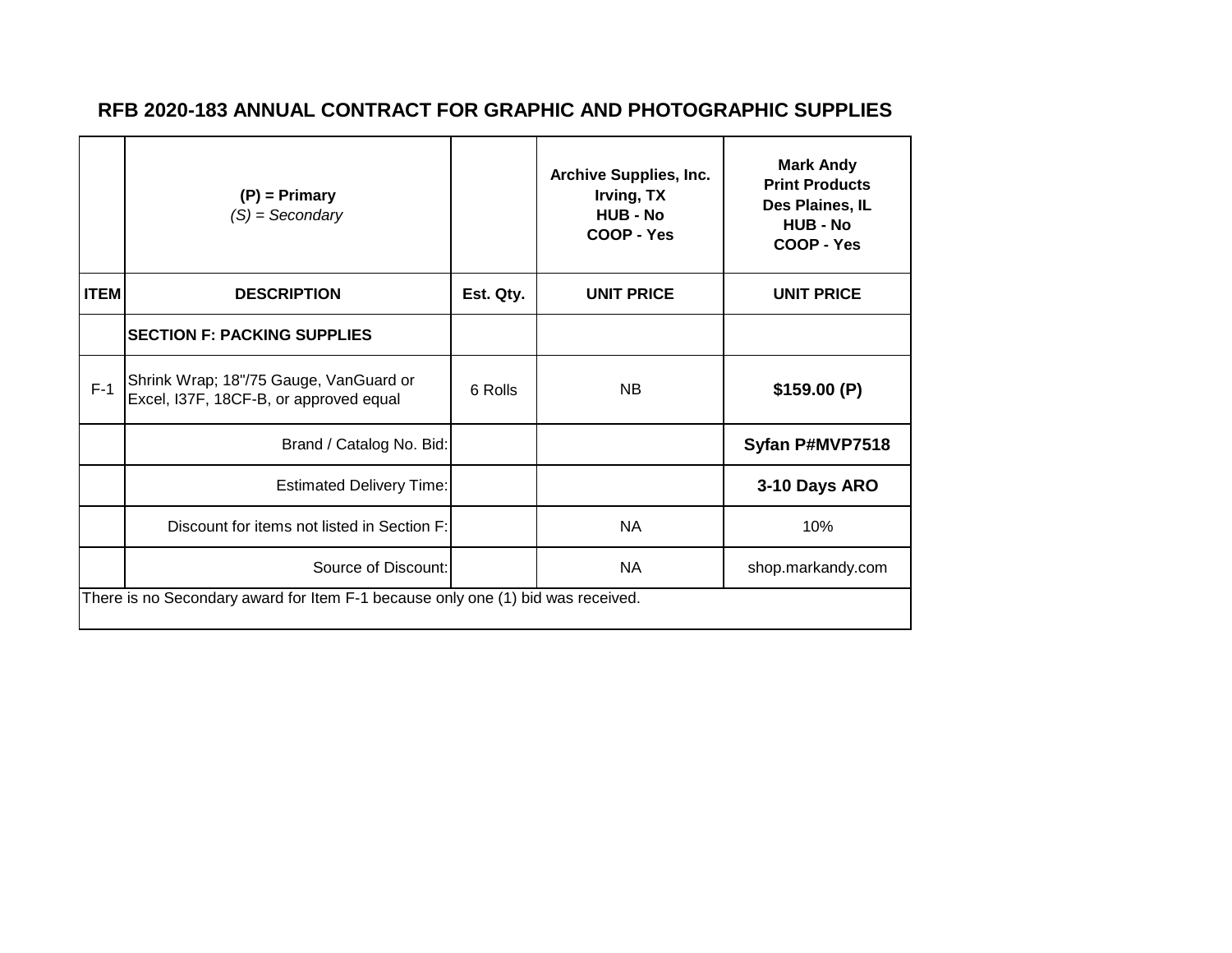# RFB 2020-183 ANNUAL CONTRACT FOR GRAPHIC AND PHOTOGRAPHIC SUPPLIES

| | **(P) = Primary** *(S) = Secondary* | | **Archive Supplies, Inc. Irving, TX HUB - No COOP - Yes** | **Mark Andy Print Products Des Plaines, IL HUB - No COOP - Yes** |
|---|---|---|---|---|
| **ITEM** | **DESCRIPTION** | **Est. Qty.** | **UNIT PRICE** | **UNIT PRICE** |
| | **SECTION F: PACKING SUPPLIES** | | | |
| F-1 | Shrink Wrap; 18"/75 Gauge, VanGuard or Excel, I37F, 18CF-B, or approved equal | 6 Rolls | NB | **$159.00 (P)** |
| | Brand / Catalog No. Bid: | | | **Syfan P#MVP7518** |
| | Estimated Delivery Time: | | | **3-10 Days ARO** |
| | Discount for items not listed in Section F: | | NA | 10% |
| | Source of Discount: | | NA | shop.markandy.com |

There is no Secondary award for Item F-1 because only one (1) bid was received.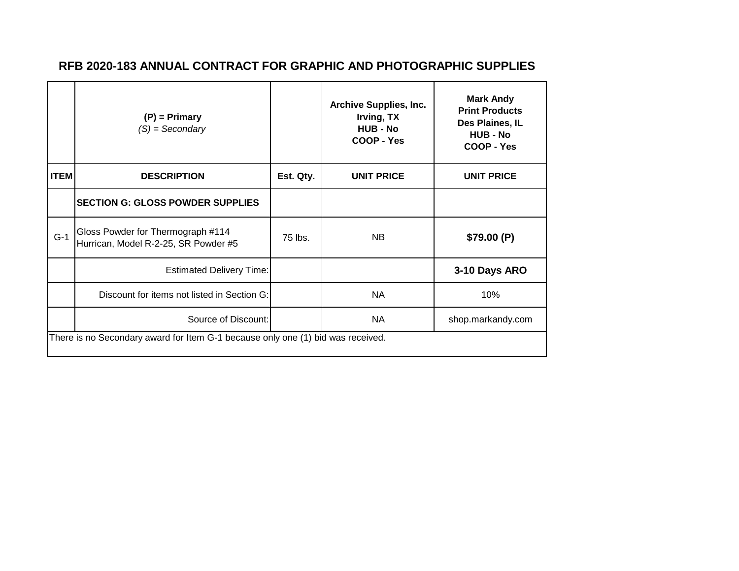## RFB 2020-183 ANNUAL CONTRACT FOR GRAPHIC AND PHOTOGRAPHIC SUPPLIES

| | **(P) = Primary** *(S) = Secondary* | | **Archive Supplies, Inc. Irving, TX HUB - No COOP - Yes** | **Mark Andy Print Products Des Plaines, IL HUB - No COOP - Yes** |
|---|---|---|---|---|
| **ITEM** | **DESCRIPTION** | **Est. Qty.** | **UNIT PRICE** | **UNIT PRICE** |
| | **SECTION G: GLOSS POWDER SUPPLIES** | | | |
| G-1 | Gloss Powder for Thermograph #114 Hurrican, Model R-2-25, SR Powder #5 | 75 lbs. | NB | **$79.00 (P)** |
| | Estimated Delivery Time: | | | **3-10 Days ARO** |
| | Discount for items not listed in Section G: | | NA | 10% |
| | Source of Discount: | | NA | shop.markandy.com |

There is no Secondary award for Item G-1 because only one (1) bid was received.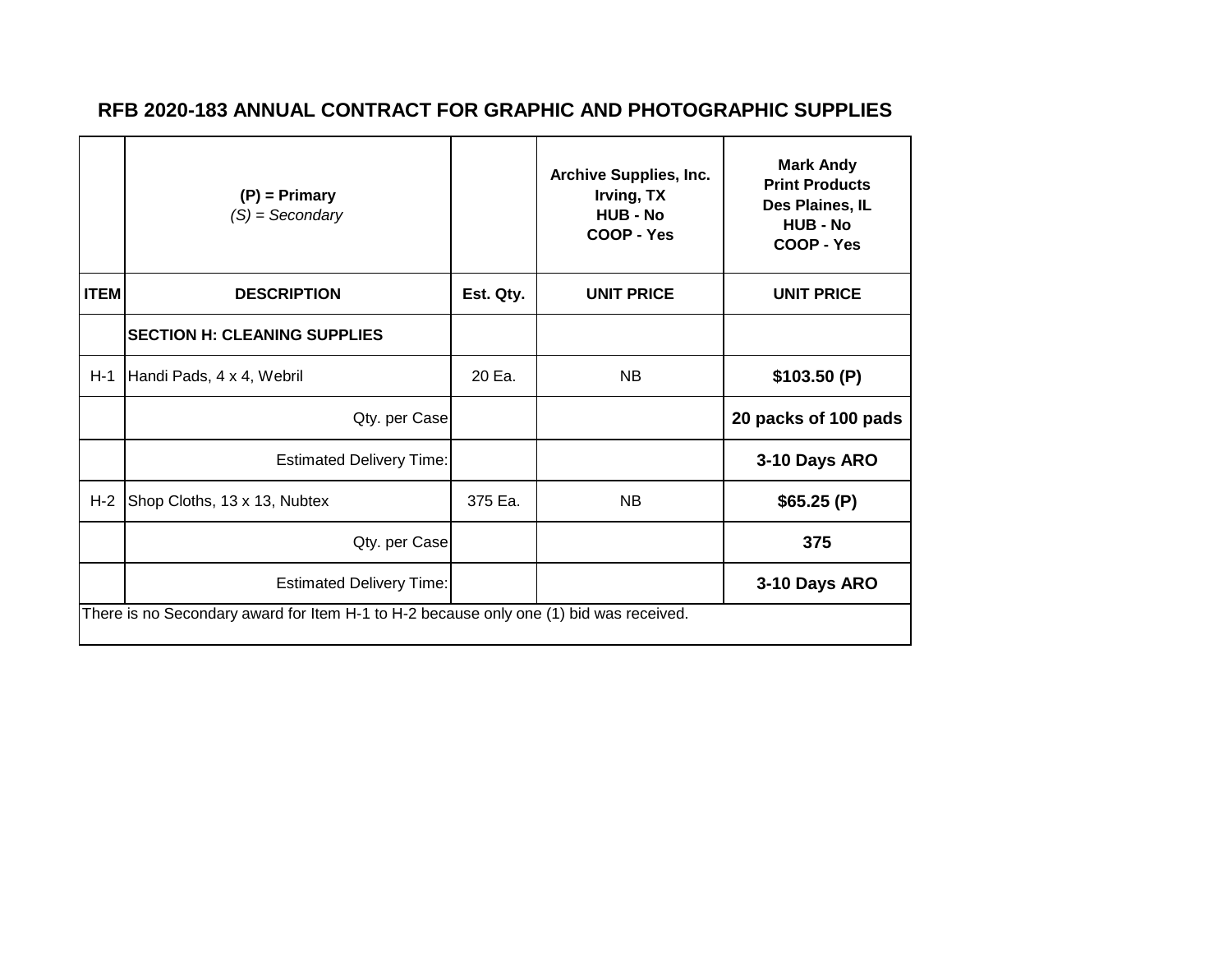## RFB 2020-183 ANNUAL CONTRACT FOR GRAPHIC AND PHOTOGRAPHIC SUPPLIES

| | **(P) = Primary** *(S) = Secondary* | | **Archive Supplies, Inc.** **Irving, TX** **HUB - No** **COOP - Yes** | **Mark Andy** **Print Products** **Des Plaines, IL** **HUB - No** **COOP - Yes** |
|---|---|---|---|---|
| **ITEM** | **DESCRIPTION** | **Est. Qty.** | **UNIT PRICE** | **UNIT PRICE** |
| | **SECTION H: CLEANING SUPPLIES** | | | |
| H-1 | Handi Pads, 4 x 4, Webril | 20 Ea. | NB | **$103.50 (P)** |
| | Qty. per Case | | | **20 packs of 100 pads** |
| | Estimated Delivery Time: | | | **3-10 Days ARO** |
| H-2 | Shop Cloths, 13 x 13, Nubtex | 375 Ea. | NB | **$65.25 (P)** |
| | Qty. per Case | | | **375** |
| | Estimated Delivery Time: | | | **3-10 Days ARO** |

There is no Secondary award for Item H-1 to H-2 because only one (1) bid was received.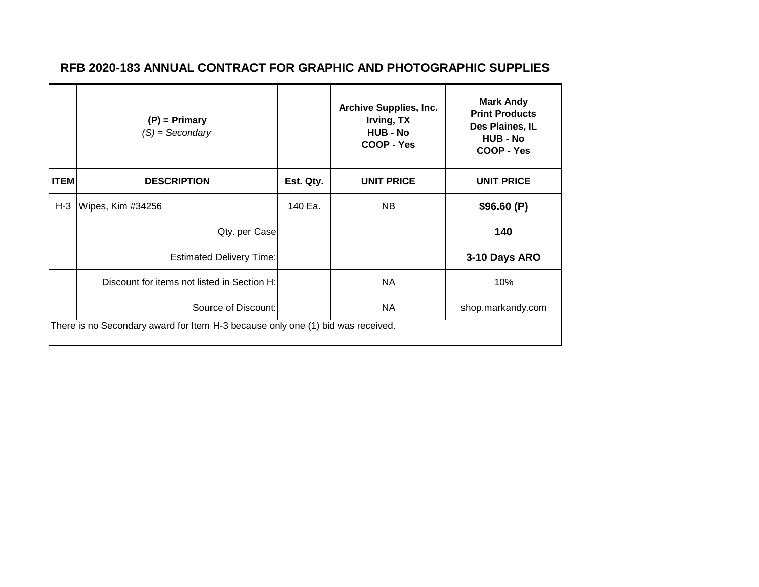## RFB 2020-183 ANNUAL CONTRACT FOR GRAPHIC AND PHOTOGRAPHIC SUPPLIES

| | **(P) = Primary**<br>*(S) = Secondary* | | **Archive Supplies, Inc.**<br>**Irving, TX**<br>**HUB - No**<br>**COOP - Yes** | **Mark Andy**<br>**Print Products**<br>**Des Plaines, IL**<br>**HUB - No**<br>**COOP - Yes** |
|---|---|---|---|---|
| **ITEM** | **DESCRIPTION** | **Est. Qty.** | **UNIT PRICE** | **UNIT PRICE** |
| H-3 | Wipes, Kim #34256 | 140 Ea. | NB | **$96.60 (P)** |
| | Qty. per Case | | | **140** |
| | Estimated Delivery Time: | | | **3-10 Days ARO** |
| | Discount for items not listed in Section H: | | NA | 10% |
| | Source of Discount: | | NA | shop.markandy.com |

There is no Secondary award for Item H-3 because only one (1) bid was received.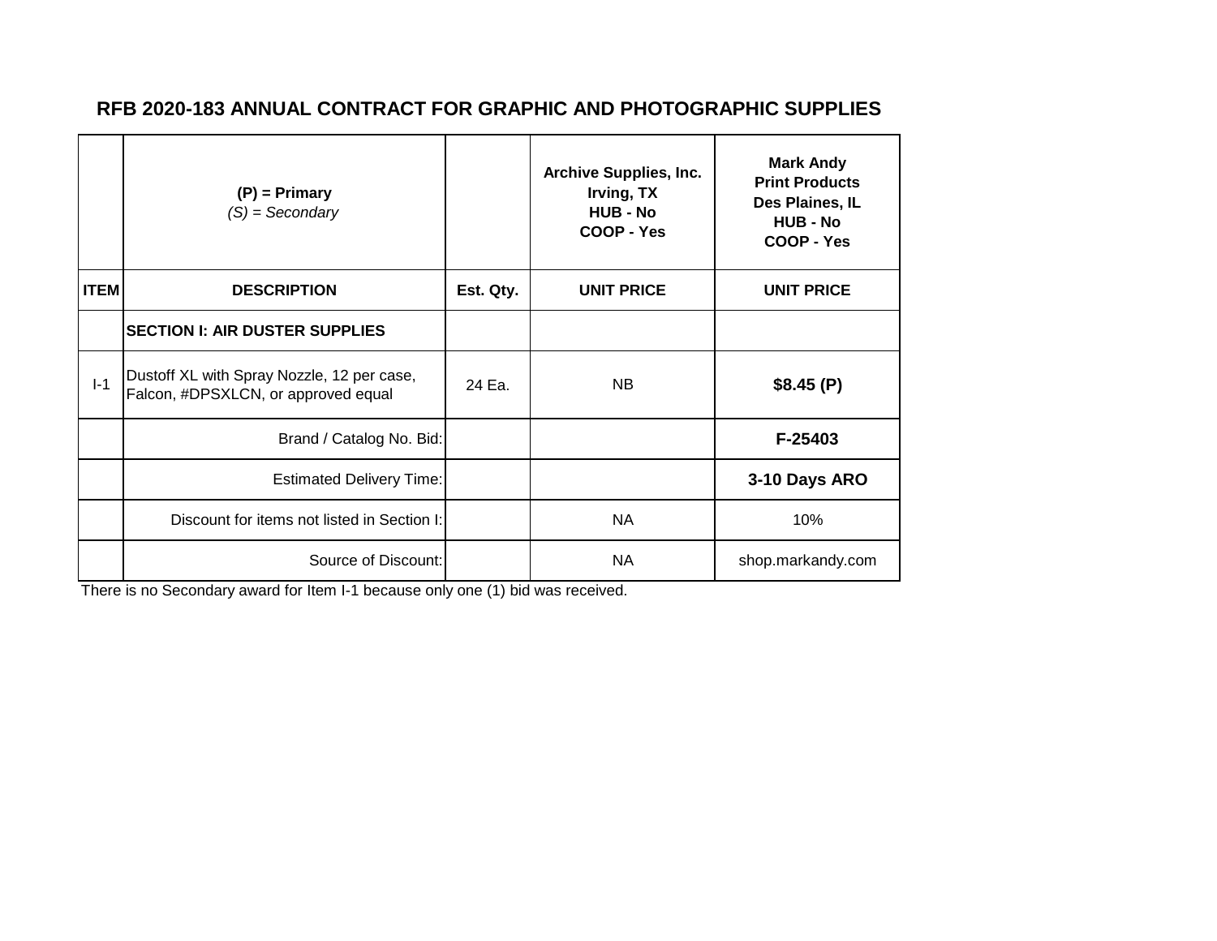## RFB 2020-183 ANNUAL CONTRACT FOR GRAPHIC AND PHOTOGRAPHIC SUPPLIES

| | **(P) = Primary**<br>*(S) = Secondary* | | **Archive Supplies, Inc.**<br>**Irving, TX**<br>**HUB - No**<br>**COOP - Yes** | **Mark Andy**<br>**Print Products**<br>**Des Plaines, IL**<br>**HUB - No**<br>**COOP - Yes** |
|---|---|---|---|---|
| **ITEM** | **DESCRIPTION** | **Est. Qty.** | **UNIT PRICE** | **UNIT PRICE** |
| | **SECTION I: AIR DUSTER SUPPLIES** | | | |
| I-1 | Dustoff XL with Spray Nozzle, 12 per case, Falcon, #DPSXLCN, or approved equal | 24 Ea. | NB | **$8.45 (P)** |
| | Brand / Catalog No. Bid: | | | **F-25403** |
| | Estimated Delivery Time: | | | **3-10 Days ARO** |
| | Discount for items not listed in Section I: | | NA | 10% |
| | Source of Discount: | | NA | shop.markandy.com |

There is no Secondary award for Item I-1 because only one (1) bid was received.